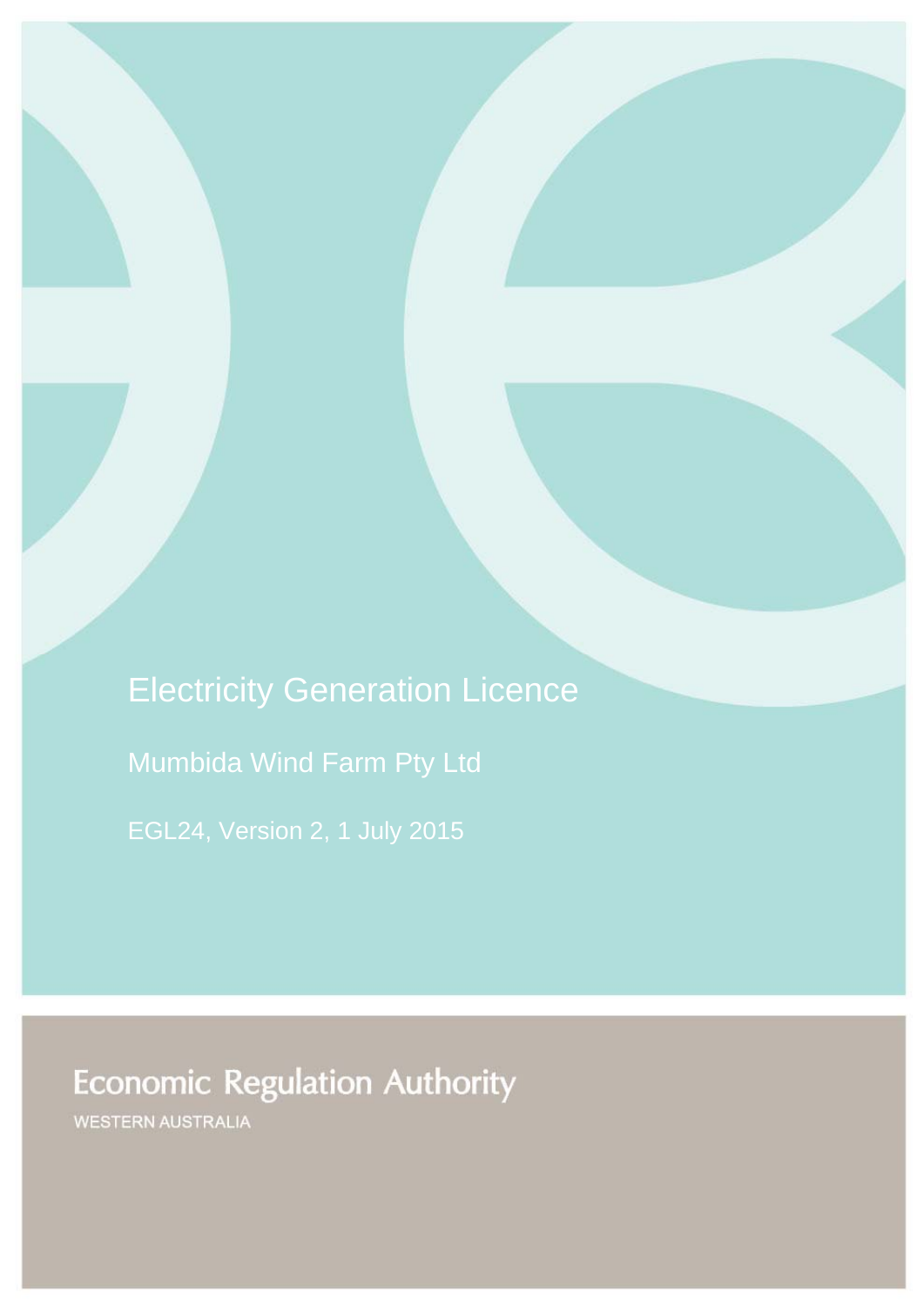# Electricity Generation Licence

Mumbida Wind Farm Pty Ltd

EGL24, Version 2, 1 July 2015

Economic Regulation Authority

WESTERN AUSTRALIA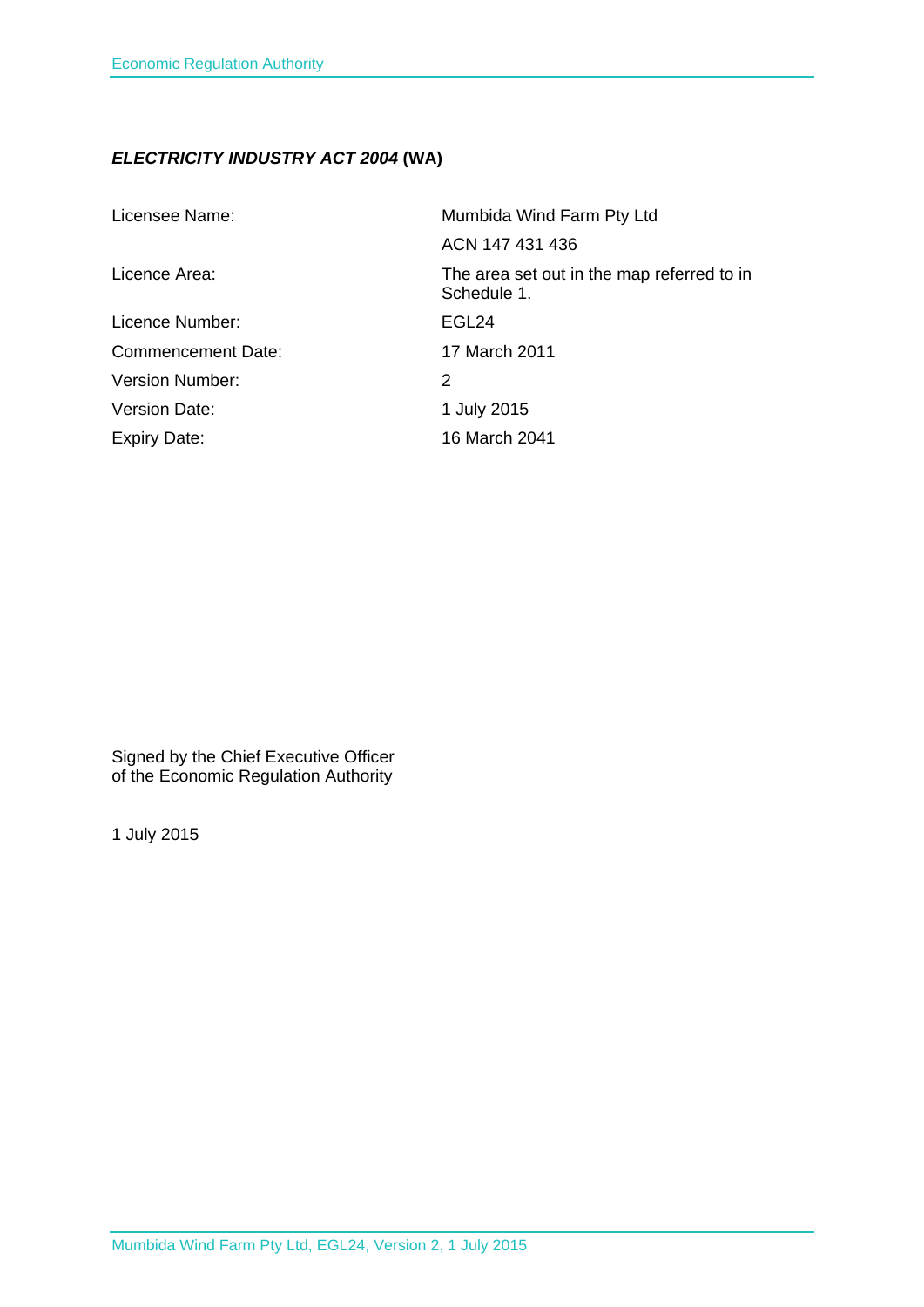***ELECTRICITY INDUSTRY ACT 2004* (WA)**

| | |
|---|---|
| Licensee Name: | Mumbida Wind Farm Pty Ltd |
| | ACN 147 431 436 |
| Licence Area: | The area set out in the map referred to in Schedule 1. |
| Licence Number: | EGL24 |
| Commencement Date: | 17 March 2011 |
| Version Number: | 2 |
| Version Date: | 1 July 2015 |
| Expiry Date: | 16 March 2041 |

Signed by the Chief Executive Officer
of the Economic Regulation Authority

1 July 2015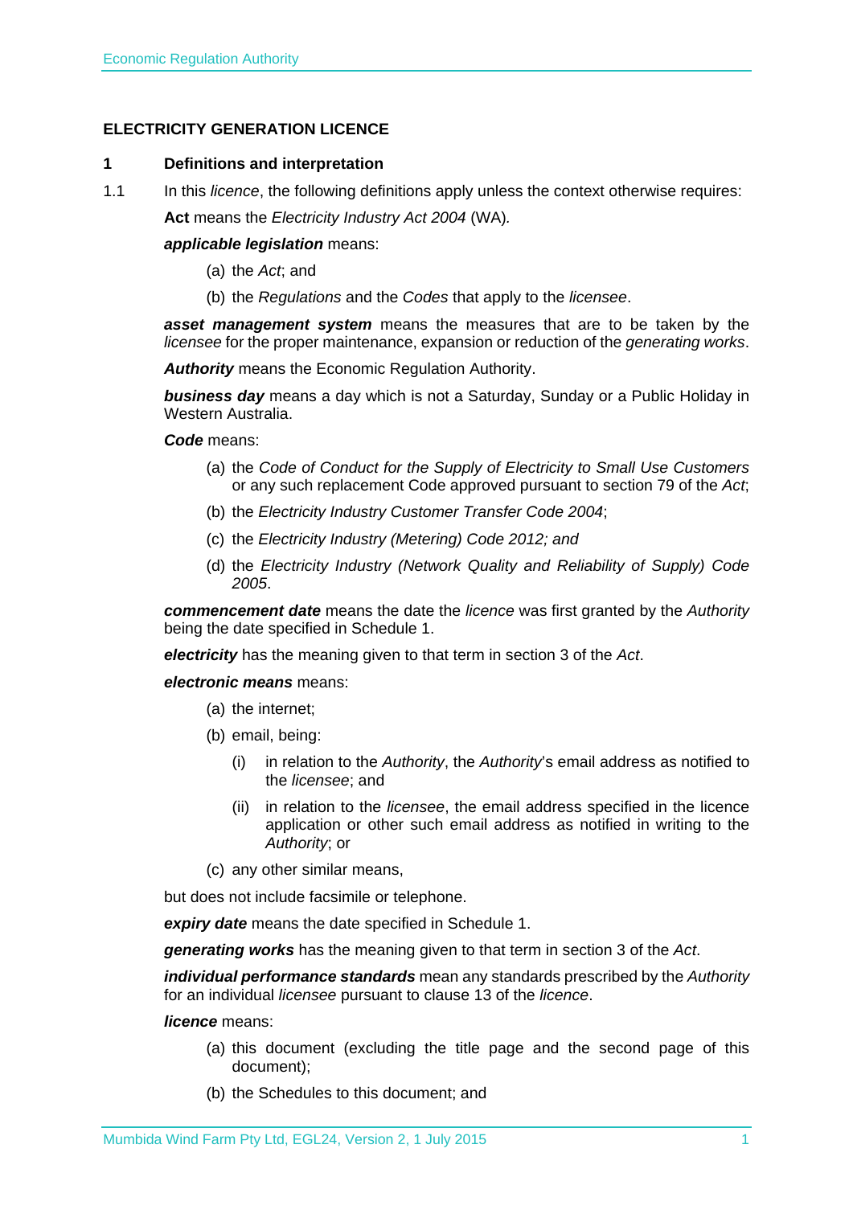## ELECTRICITY GENERATION LICENCE

### 1 Definitions and interpretation

1.1 In this *licence*, the following definitions apply unless the context otherwise requires:

**Act** means the *Electricity Industry Act 2004* (WA)*.*

***applicable legislation*** means:

(a) the *Act*; and

(b) the *Regulations* and the *Codes* that apply to the *licensee*.

***asset management system*** means the measures that are to be taken by the *licensee* for the proper maintenance, expansion or reduction of the *generating works*.

***Authority*** means the Economic Regulation Authority.

***business day*** means a day which is not a Saturday, Sunday or a Public Holiday in Western Australia.

***Code*** means:

(a) the *Code of Conduct for the Supply of Electricity to Small Use Customers* or any such replacement Code approved pursuant to section 79 of the *Act*;

(b) the *Electricity Industry Customer Transfer Code 2004*;

(c) the *Electricity Industry (Metering) Code 2012; and*

(d) the *Electricity Industry (Network Quality and Reliability of Supply) Code 2005*.

***commencement date*** means the date the *licence* was first granted by the *Authority* being the date specified in Schedule 1.

***electricity*** has the meaning given to that term in section 3 of the *Act*.

***electronic means*** means:

(a) the internet;

(b) email, being:

(i) in relation to the *Authority*, the *Authority*'s email address as notified to the *licensee*; and

(ii) in relation to the *licensee*, the email address specified in the licence application or other such email address as notified in writing to the *Authority*; or

(c) any other similar means,

but does not include facsimile or telephone.

***expiry date*** means the date specified in Schedule 1.

***generating works*** has the meaning given to that term in section 3 of the *Act*.

***individual performance standards*** mean any standards prescribed by the *Authority* for an individual *licensee* pursuant to clause 13 of the *licence*.

***licence*** means:

(a) this document (excluding the title page and the second page of this document);

(b) the Schedules to this document; and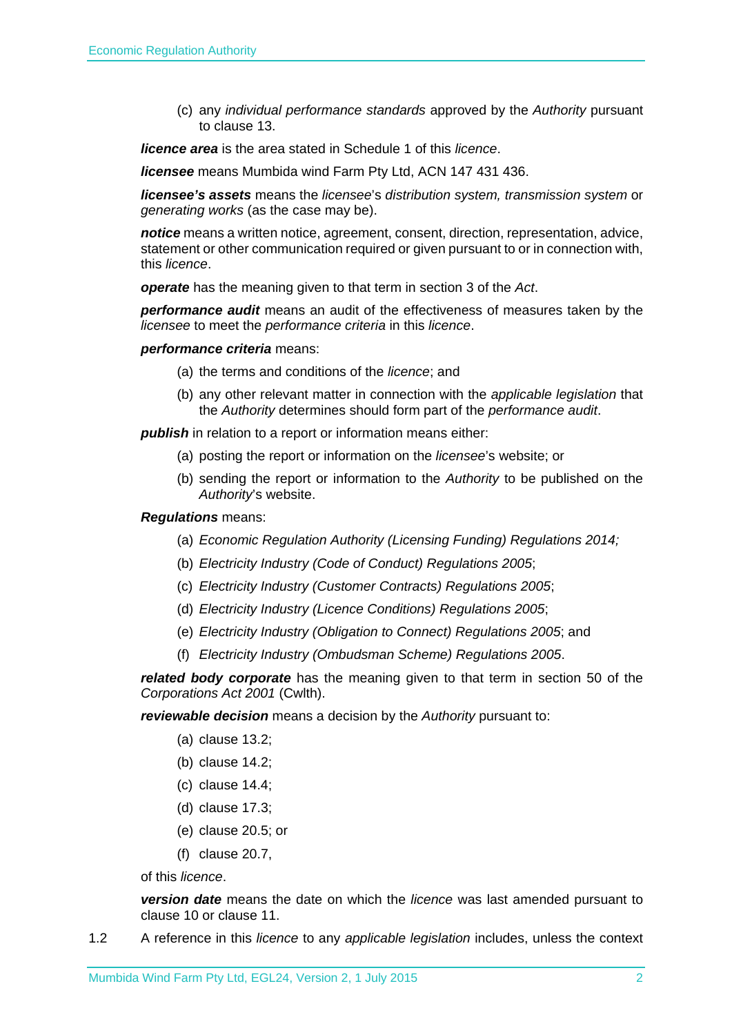(c) any *individual performance standards* approved by the *Authority* pursuant to clause 13.

***licence area*** is the area stated in Schedule 1 of this *licence*.

***licensee*** means Mumbida wind Farm Pty Ltd, ACN 147 431 436.

***licensee's assets*** means the *licensee*'s *distribution system, transmission system* or *generating works* (as the case may be).

***notice*** means a written notice, agreement, consent, direction, representation, advice, statement or other communication required or given pursuant to or in connection with, this *licence*.

***operate*** has the meaning given to that term in section 3 of the *Act*.

***performance audit*** means an audit of the effectiveness of measures taken by the *licensee* to meet the *performance criteria* in this *licence*.

***performance criteria*** means:

(a) the terms and conditions of the *licence*; and

(b) any other relevant matter in connection with the *applicable legislation* that the *Authority* determines should form part of the *performance audit*.

***publish*** in relation to a report or information means either:

(a) posting the report or information on the *licensee*'s website; or

(b) sending the report or information to the *Authority* to be published on the *Authority*'s website.

***Regulations*** means:

(a) *Economic Regulation Authority (Licensing Funding) Regulations 2014;*

(b) *Electricity Industry (Code of Conduct) Regulations 2005*;

(c) *Electricity Industry (Customer Contracts) Regulations 2005*;

(d) *Electricity Industry (Licence Conditions) Regulations 2005*;

(e) *Electricity Industry (Obligation to Connect) Regulations 2005*; and

(f) *Electricity Industry (Ombudsman Scheme) Regulations 2005*.

***related body corporate*** has the meaning given to that term in section 50 of the *Corporations Act 2001* (Cwlth).

***reviewable decision*** means a decision by the *Authority* pursuant to:

(a) clause 13.2;

(b) clause 14.2;

(c) clause 14.4;

(d) clause 17.3;

(e) clause 20.5; or

(f) clause 20.7,

of this *licence*.

***version date*** means the date on which the *licence* was last amended pursuant to clause 10 or clause 11.

1.2 A reference in this *licence* to any *applicable legislation* includes, unless the context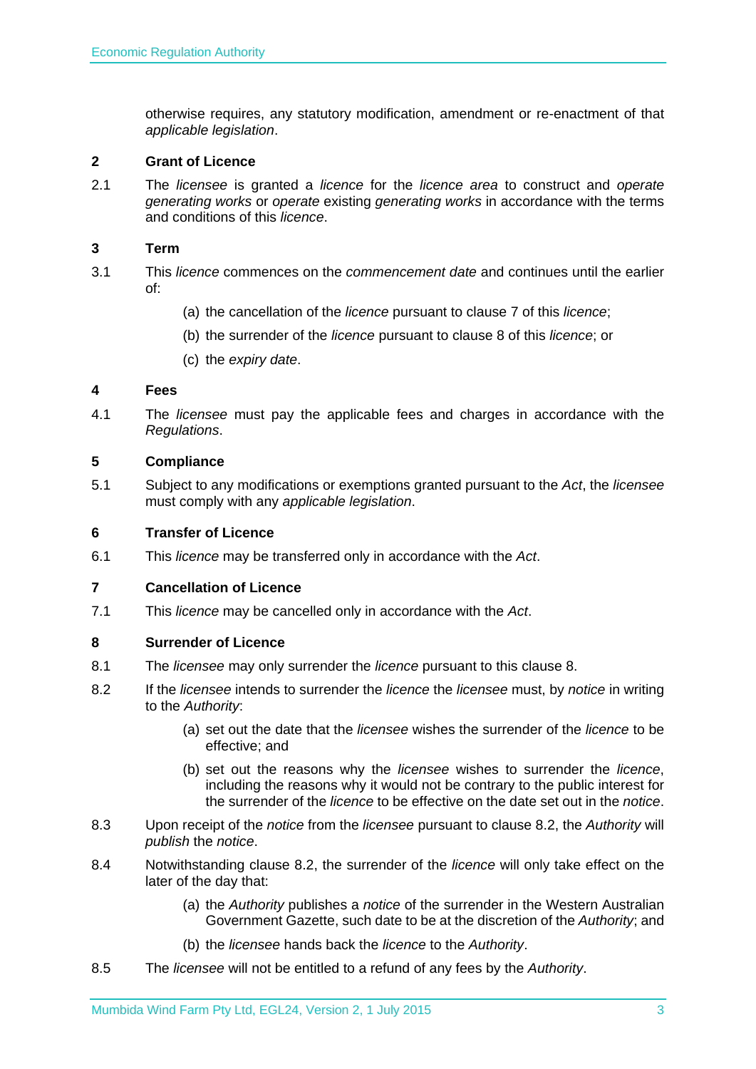otherwise requires, any statutory modification, amendment or re-enactment of that *applicable legislation*.

## 2 Grant of Licence

2.1 The *licensee* is granted a *licence* for the *licence area* to construct and *operate generating works* or *operate* existing *generating works* in accordance with the terms and conditions of this *licence*.

## 3 Term

3.1 This *licence* commences on the *commencement date* and continues until the earlier of:

(a) the cancellation of the *licence* pursuant to clause 7 of this *licence*;

(b) the surrender of the *licence* pursuant to clause 8 of this *licence*; or

(c) the *expiry date*.

## 4 Fees

4.1 The *licensee* must pay the applicable fees and charges in accordance with the *Regulations*.

## 5 Compliance

5.1 Subject to any modifications or exemptions granted pursuant to the *Act*, the *licensee* must comply with any *applicable legislation*.

## 6 Transfer of Licence

6.1 This *licence* may be transferred only in accordance with the *Act*.

## 7 Cancellation of Licence

7.1 This *licence* may be cancelled only in accordance with the *Act*.

## 8 Surrender of Licence

8.1 The *licensee* may only surrender the *licence* pursuant to this clause 8.

8.2 If the *licensee* intends to surrender the *licence* the *licensee* must, by *notice* in writing to the *Authority*:

(a) set out the date that the *licensee* wishes the surrender of the *licence* to be effective; and

(b) set out the reasons why the *licensee* wishes to surrender the *licence*, including the reasons why it would not be contrary to the public interest for the surrender of the *licence* to be effective on the date set out in the *notice*.

8.3 Upon receipt of the *notice* from the *licensee* pursuant to clause 8.2, the *Authority* will *publish* the *notice*.

8.4 Notwithstanding clause 8.2, the surrender of the *licence* will only take effect on the later of the day that:

(a) the *Authority* publishes a *notice* of the surrender in the Western Australian Government Gazette, such date to be at the discretion of the *Authority*; and

(b) the *licensee* hands back the *licence* to the *Authority*.

8.5 The *licensee* will not be entitled to a refund of any fees by the *Authority*.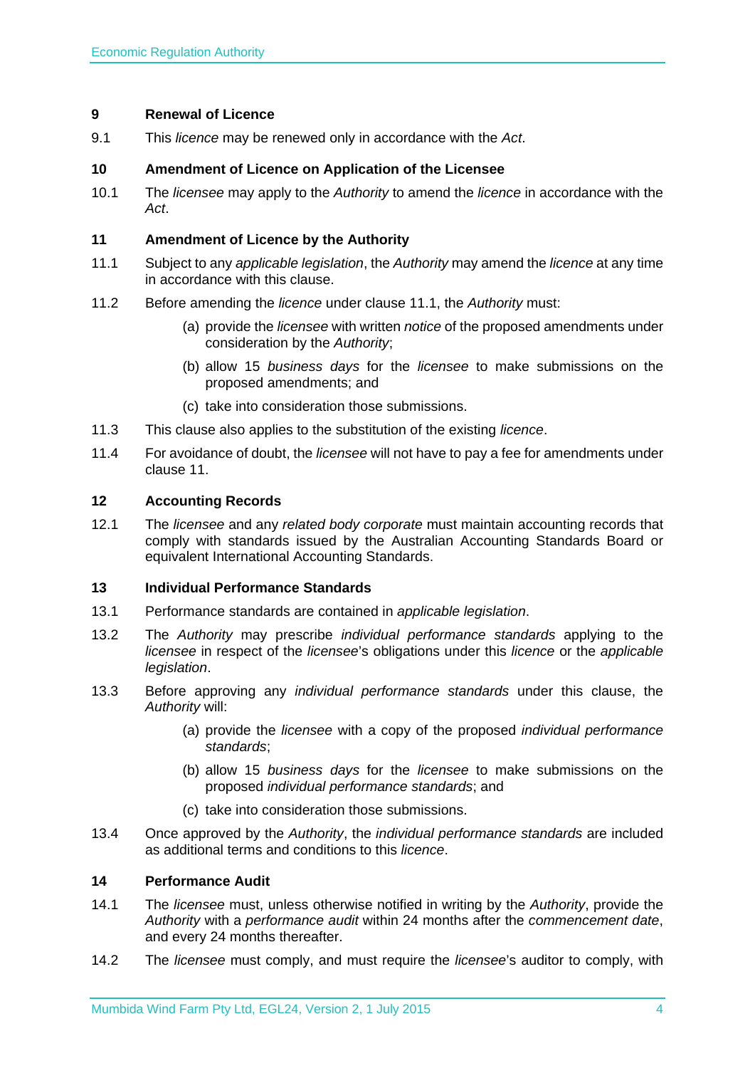## 9 Renewal of Licence

9.1 This *licence* may be renewed only in accordance with the *Act*.

## 10 Amendment of Licence on Application of the Licensee

10.1 The *licensee* may apply to the *Authority* to amend the *licence* in accordance with the *Act*.

## 11 Amendment of Licence by the Authority

11.1 Subject to any *applicable legislation*, the *Authority* may amend the *licence* at any time in accordance with this clause.

11.2 Before amending the *licence* under clause 11.1, the *Authority* must:

(a) provide the *licensee* with written *notice* of the proposed amendments under consideration by the *Authority*;

(b) allow 15 *business days* for the *licensee* to make submissions on the proposed amendments; and

(c) take into consideration those submissions.

11.3 This clause also applies to the substitution of the existing *licence*.

11.4 For avoidance of doubt, the *licensee* will not have to pay a fee for amendments under clause 11.

## 12 Accounting Records

12.1 The *licensee* and any *related body corporate* must maintain accounting records that comply with standards issued by the Australian Accounting Standards Board or equivalent International Accounting Standards.

## 13 Individual Performance Standards

13.1 Performance standards are contained in *applicable legislation*.

13.2 The *Authority* may prescribe *individual performance standards* applying to the *licensee* in respect of the *licensee*'s obligations under this *licence* or the *applicable legislation*.

13.3 Before approving any *individual performance standards* under this clause, the *Authority* will:

(a) provide the *licensee* with a copy of the proposed *individual performance standards*;

(b) allow 15 *business days* for the *licensee* to make submissions on the proposed *individual performance standards*; and

(c) take into consideration those submissions.

13.4 Once approved by the *Authority*, the *individual performance standards* are included as additional terms and conditions to this *licence*.

## 14 Performance Audit

14.1 The *licensee* must, unless otherwise notified in writing by the *Authority*, provide the *Authority* with a *performance audit* within 24 months after the *commencement date*, and every 24 months thereafter.

14.2 The *licensee* must comply, and must require the *licensee*'s auditor to comply, with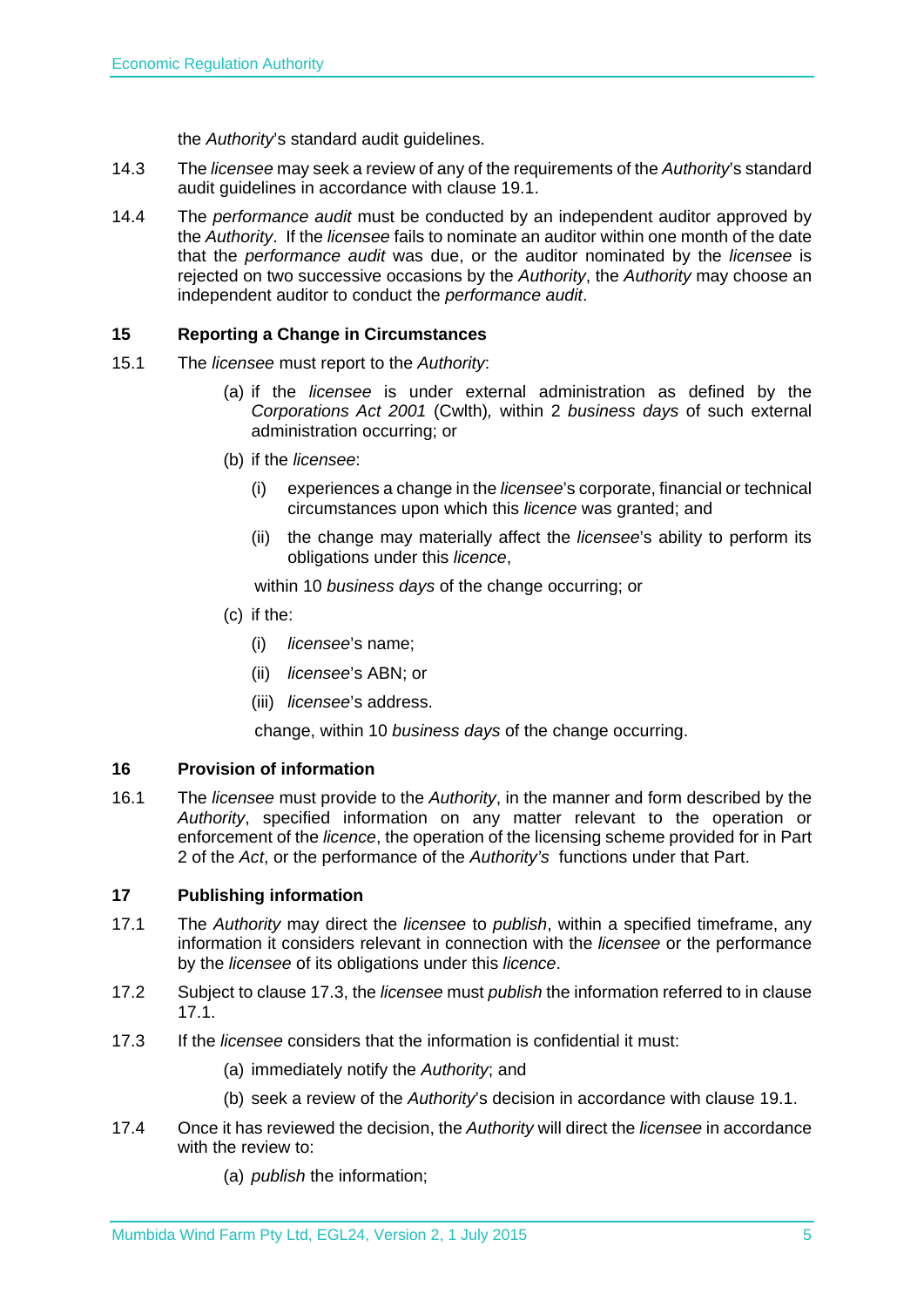the *Authority*'s standard audit guidelines.

14.3 The *licensee* may seek a review of any of the requirements of the *Authority*'s standard audit guidelines in accordance with clause 19.1.

14.4 The *performance audit* must be conducted by an independent auditor approved by the *Authority*. If the *licensee* fails to nominate an auditor within one month of the date that the *performance audit* was due, or the auditor nominated by the *licensee* is rejected on two successive occasions by the *Authority*, the *Authority* may choose an independent auditor to conduct the *performance audit*.

## 15 Reporting a Change in Circumstances

15.1 The *licensee* must report to the *Authority*:

(a) if the *licensee* is under external administration as defined by the *Corporations Act 2001* (Cwlth)*,* within 2 *business days* of such external administration occurring; or

(b) if the *licensee*:

(i) experiences a change in the *licensee*'s corporate, financial or technical circumstances upon which this *licence* was granted; and

(ii) the change may materially affect the *licensee*'s ability to perform its obligations under this *licence*,

within 10 *business days* of the change occurring; or

(c) if the:

(i) *licensee*'s name;

(ii) *licensee*'s ABN; or

(iii) *licensee*'s address.

change, within 10 *business days* of the change occurring.

## 16 Provision of information

16.1 The *licensee* must provide to the *Authority*, in the manner and form described by the *Authority*, specified information on any matter relevant to the operation or enforcement of the *licence*, the operation of the licensing scheme provided for in Part 2 of the *Act*, or the performance of the *Authority's* functions under that Part.

## 17 Publishing information

17.1 The *Authority* may direct the *licensee* to *publish*, within a specified timeframe, any information it considers relevant in connection with the *licensee* or the performance by the *licensee* of its obligations under this *licence*.

17.2 Subject to clause 17.3, the *licensee* must *publish* the information referred to in clause 17.1.

17.3 If the *licensee* considers that the information is confidential it must:

(a) immediately notify the *Authority*; and

(b) seek a review of the *Authority*'s decision in accordance with clause 19.1.

17.4 Once it has reviewed the decision, the *Authority* will direct the *licensee* in accordance with the review to:

(a) *publish* the information;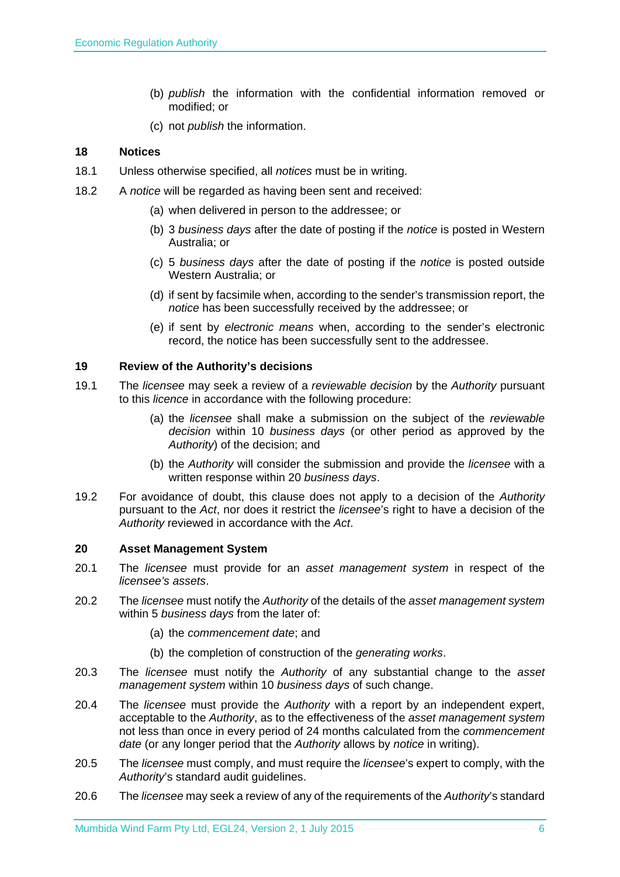(b) *publish* the information with the confidential information removed or modified; or

(c) not *publish* the information.

## 18 Notices

18.1 Unless otherwise specified, all *notices* must be in writing.

18.2 A *notice* will be regarded as having been sent and received:

(a) when delivered in person to the addressee; or

(b) 3 *business days* after the date of posting if the *notice* is posted in Western Australia; or

(c) 5 *business days* after the date of posting if the *notice* is posted outside Western Australia; or

(d) if sent by facsimile when, according to the sender's transmission report, the *notice* has been successfully received by the addressee; or

(e) if sent by *electronic means* when, according to the sender's electronic record, the notice has been successfully sent to the addressee.

## 19 Review of the Authority's decisions

19.1 The *licensee* may seek a review of a *reviewable decision* by the *Authority* pursuant to this *licence* in accordance with the following procedure:

(a) the *licensee* shall make a submission on the subject of the *reviewable decision* within 10 *business days* (or other period as approved by the *Authority*) of the decision; and

(b) the *Authority* will consider the submission and provide the *licensee* with a written response within 20 *business days*.

19.2 For avoidance of doubt, this clause does not apply to a decision of the *Authority* pursuant to the *Act*, nor does it restrict the *licensee*'s right to have a decision of the *Authority* reviewed in accordance with the *Act*.

## 20 Asset Management System

20.1 The *licensee* must provide for an *asset management system* in respect of the *licensee's assets*.

20.2 The *licensee* must notify the *Authority* of the details of the *asset management system* within 5 *business days* from the later of:

(a) the *commencement date*; and

(b) the completion of construction of the *generating works*.

20.3 The *licensee* must notify the *Authority* of any substantial change to the *asset management system* within 10 *business days* of such change.

20.4 The *licensee* must provide the *Authority* with a report by an independent expert, acceptable to the *Authority*, as to the effectiveness of the *asset management system* not less than once in every period of 24 months calculated from the *commencement date* (or any longer period that the *Authority* allows by *notice* in writing).

20.5 The *licensee* must comply, and must require the *licensee*'s expert to comply, with the *Authority*'s standard audit guidelines.

20.6 The *licensee* may seek a review of any of the requirements of the *Authority*'s standard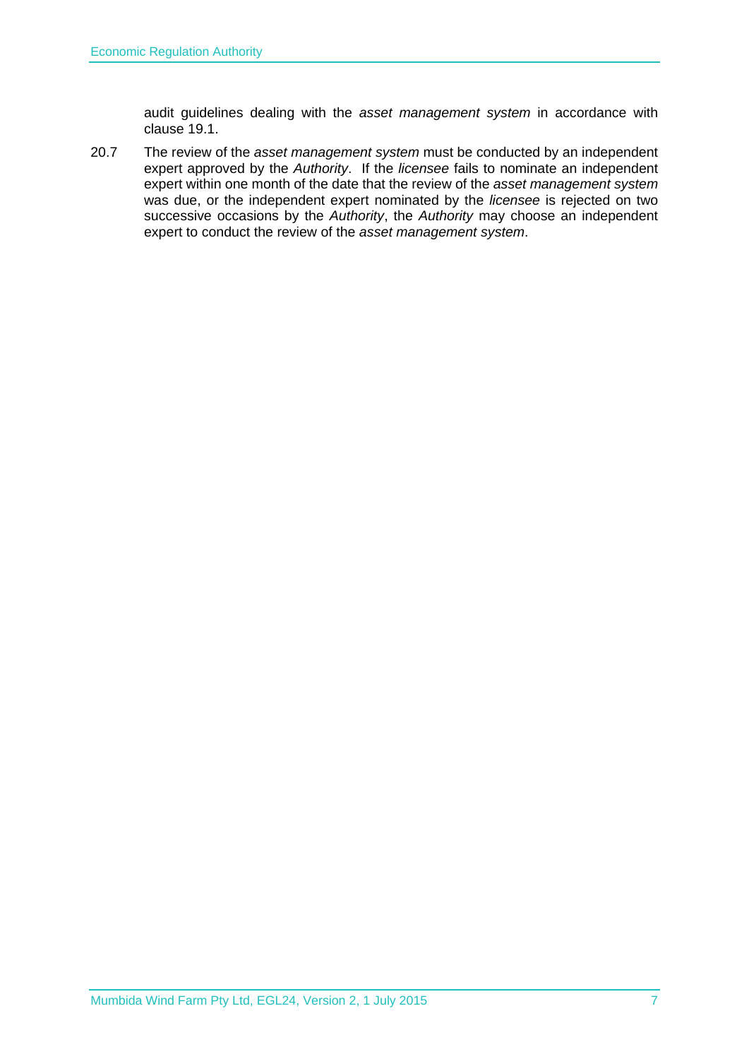audit guidelines dealing with the *asset management system* in accordance with clause 19.1.

20.7 The review of the *asset management system* must be conducted by an independent expert approved by the *Authority*. If the *licensee* fails to nominate an independent expert within one month of the date that the review of the *asset management system* was due, or the independent expert nominated by the *licensee* is rejected on two successive occasions by the *Authority*, the *Authority* may choose an independent expert to conduct the review of the *asset management system*.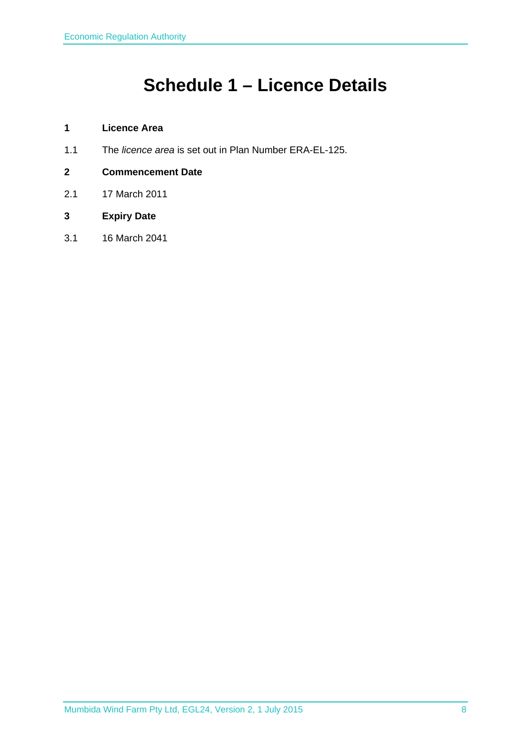# Schedule 1 – Licence Details

**1 Licence Area**

1.1 The *licence area* is set out in Plan Number ERA-EL-125.

**2 Commencement Date**

2.1 17 March 2011

**3 Expiry Date**

3.1 16 March 2041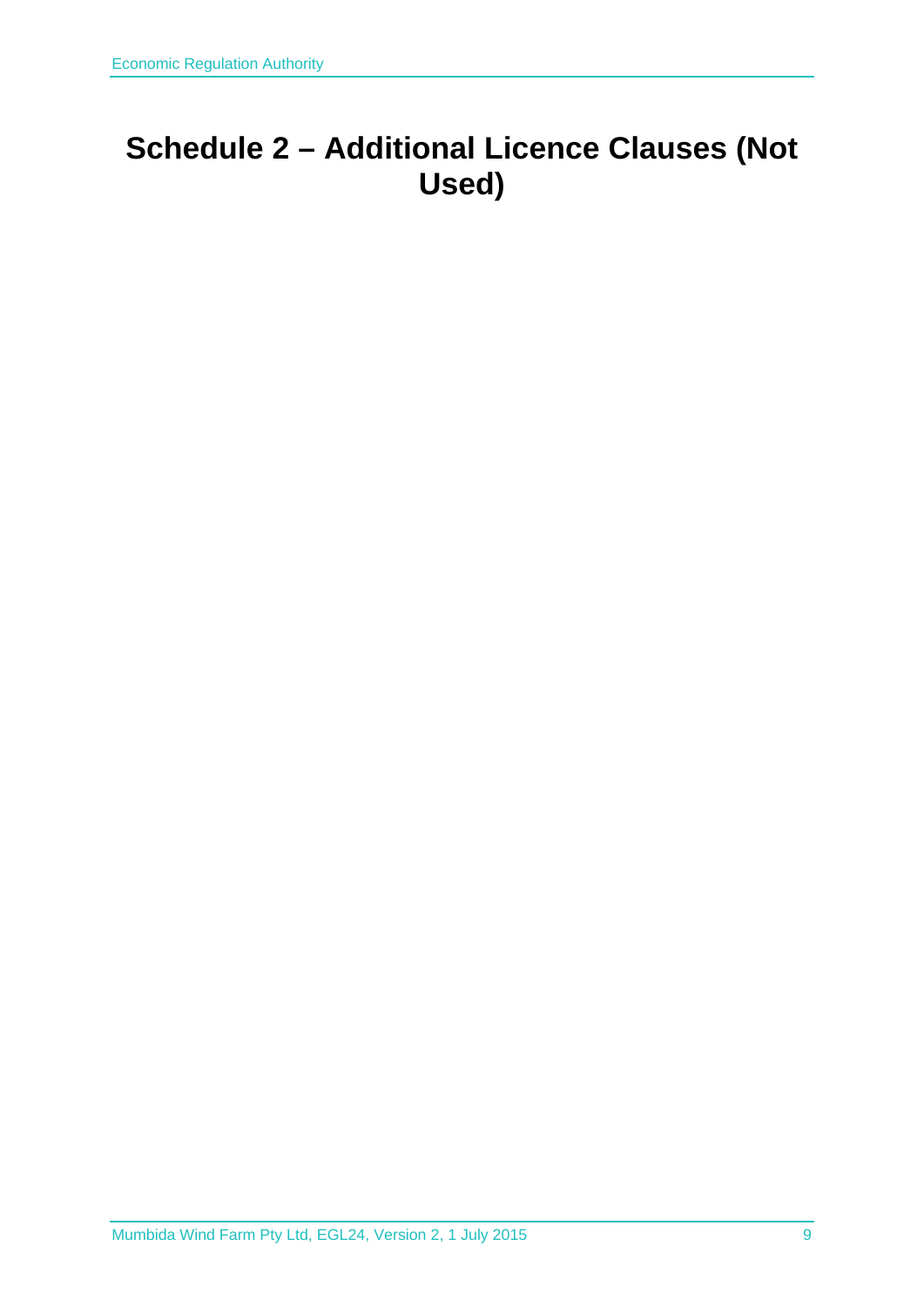# Schedule 2 – Additional Licence Clauses (Not Used)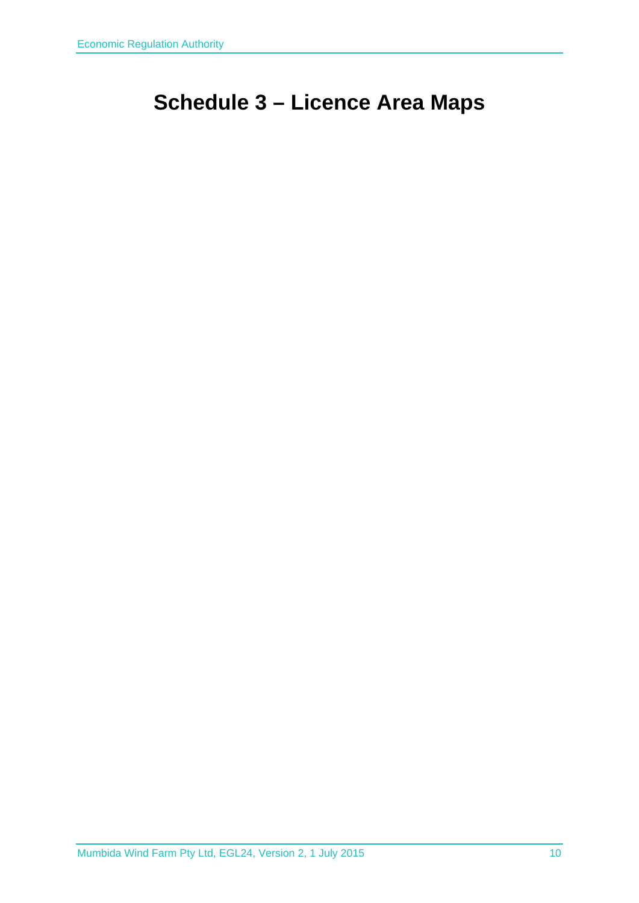# Schedule 3 – Licence Area Maps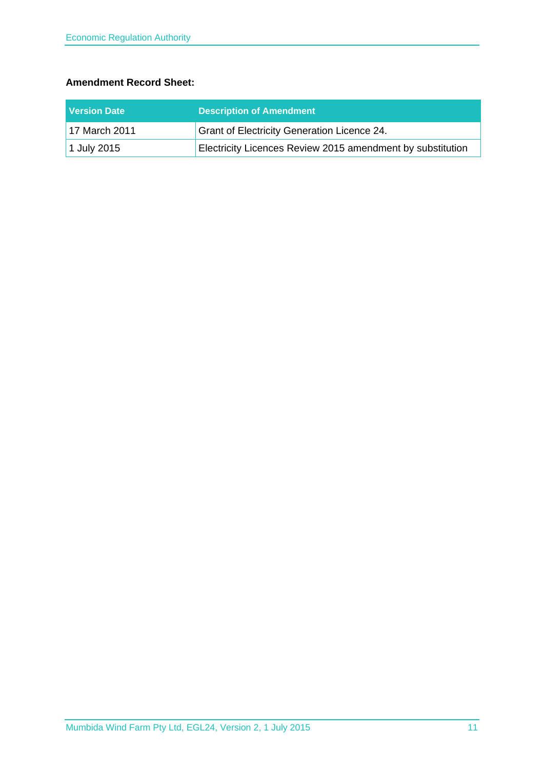**Amendment Record Sheet:**

| Version Date | Description of Amendment |
|---|---|
| 17 March 2011 | Grant of Electricity Generation Licence 24. |
| 1 July 2015 | Electricity Licences Review 2015 amendment by substitution |